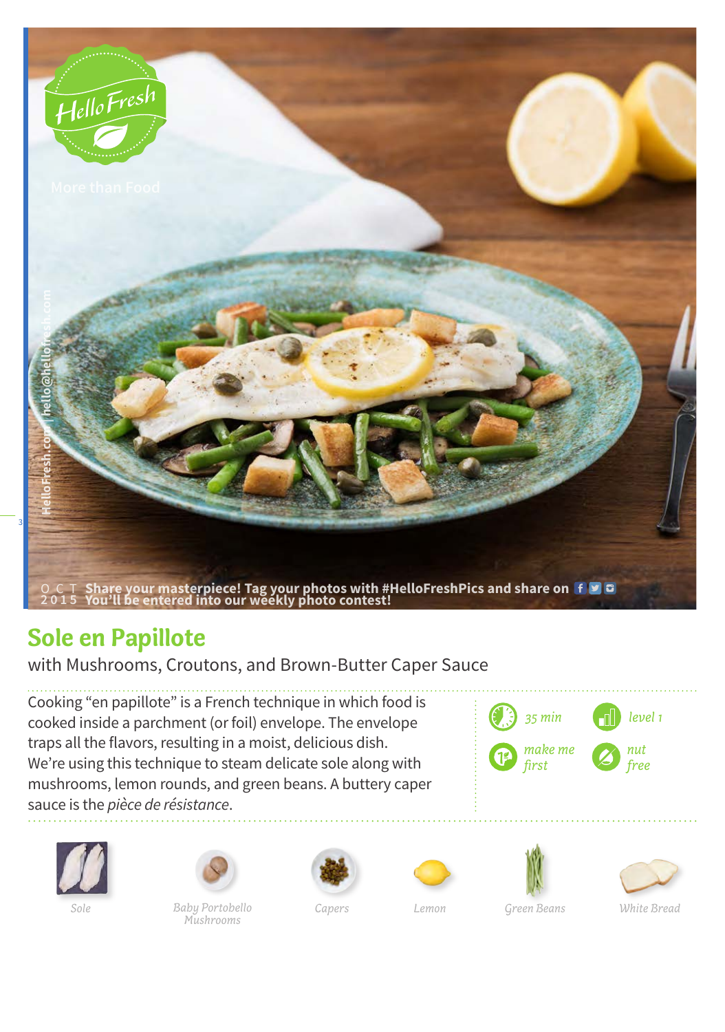HelloFresh

More than Food

HelloFresh.com | hello@hellofresh.com

OCT 2015 Share your masterpiece! Tag your photos with #HelloFreshPics and share on
You'll be entered into our weekly photo contest!

# Sole en Papillote

with Mushrooms, Croutons, and Brown-Butter Caper Sauce

Cooking "en papillote" is a French technique in which food is cooked inside a parchment (or foil) envelope. The envelope traps all the flavors, resulting in a moist, delicious dish. We're using this technique to steam delicate sole along with mushrooms, lemon rounds, and green beans. A buttery caper sauce is the *pièce de résistance*.

*35 min*

*level 1*

*make me first*

*nut free*

*Sole*

*Baby Portobello Mushrooms*

*Capers*

*Lemon*

*Green Beans*

*White Bread*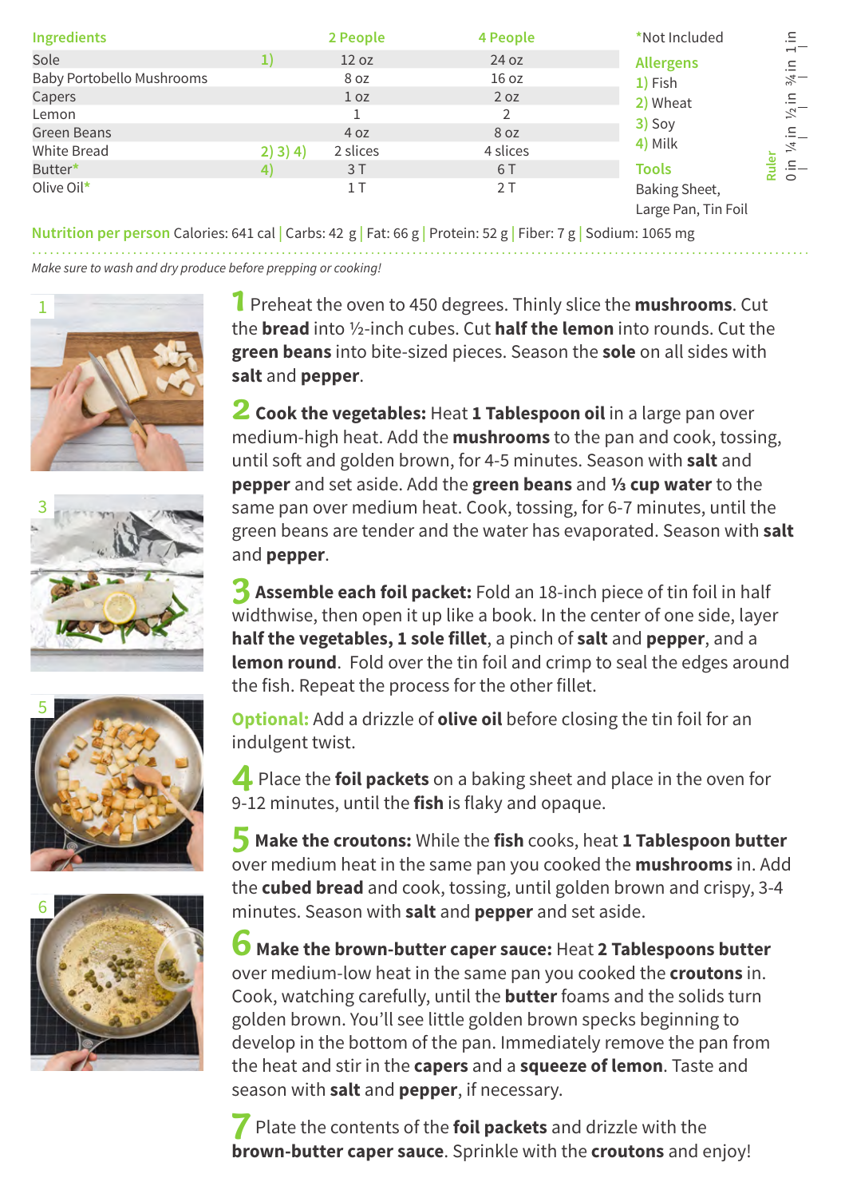| Ingredients | | 2 People | 4 People |
|---|---|---|---|
| Sole | 1) | 12 oz | 24 oz |
| Baby Portobello Mushrooms | | 8 oz | 16 oz |
| Capers | | 1 oz | 2 oz |
| Lemon | | 1 | 2 |
| Green Beans | | 4 oz | 8 oz |
| White Bread | 2) 3) 4) | 2 slices | 4 slices |
| Butter* | 4) | 3 T | 6 T |
| Olive Oil* | | 1 T | 2 T |

*Not Included

**Allergens**
1) Fish
2) Wheat
3) Soy
4) Milk

**Tools**
Baking Sheet, Large Pan, Tin Foil

Ruler
0 in ¼ in ½ in ¾ in 1 in

**Nutrition per person** Calories: 641 cal | Carbs: 42 g | Fat: 66 g | Protein: 52 g | Fiber: 7 g | Sodium: 1065 mg

*Make sure to wash and dry produce before prepping or cooking!*

**1** Preheat the oven to 450 degrees. Thinly slice the **mushrooms**. Cut the **bread** into ½-inch cubes. Cut **half the lemon** into rounds. Cut the **green beans** into bite-sized pieces. Season the **sole** on all sides with **salt** and **pepper**.

**2 Cook the vegetables:** Heat **1 Tablespoon oil** in a large pan over medium-high heat. Add the **mushrooms** to the pan and cook, tossing, until soft and golden brown, for 4-5 minutes. Season with **salt** and **pepper** and set aside. Add the **green beans** and **⅓ cup water** to the same pan over medium heat. Cook, tossing, for 6-7 minutes, until the green beans are tender and the water has evaporated. Season with **salt** and **pepper**.

**3 Assemble each foil packet:** Fold an 18-inch piece of tin foil in half widthwise, then open it up like a book. In the center of one side, layer **half the vegetables, 1 sole fillet**, a pinch of **salt** and **pepper**, and a **lemon round**. Fold over the tin foil and crimp to seal the edges around the fish. Repeat the process for the other fillet.

**Optional:** Add a drizzle of **olive oil** before closing the tin foil for an indulgent twist.

**4** Place the **foil packets** on a baking sheet and place in the oven for 9-12 minutes, until the **fish** is flaky and opaque.

**5 Make the croutons:** While the **fish** cooks, heat **1 Tablespoon butter** over medium heat in the same pan you cooked the **mushrooms** in. Add the **cubed bread** and cook, tossing, until golden brown and crispy, 3-4 minutes. Season with **salt** and **pepper** and set aside.

**6 Make the brown-butter caper sauce:** Heat **2 Tablespoons butter** over medium-low heat in the same pan you cooked the **croutons** in. Cook, watching carefully, until the **butter** foams and the solids turn golden brown. You'll see little golden brown specks beginning to develop in the bottom of the pan. Immediately remove the pan from the heat and stir in the **capers** and a **squeeze of lemon**. Taste and season with **salt** and **pepper**, if necessary.

**7** Plate the contents of the **foil packets** and drizzle with the **brown-butter caper sauce**. Sprinkle with the **croutons** and enjoy!